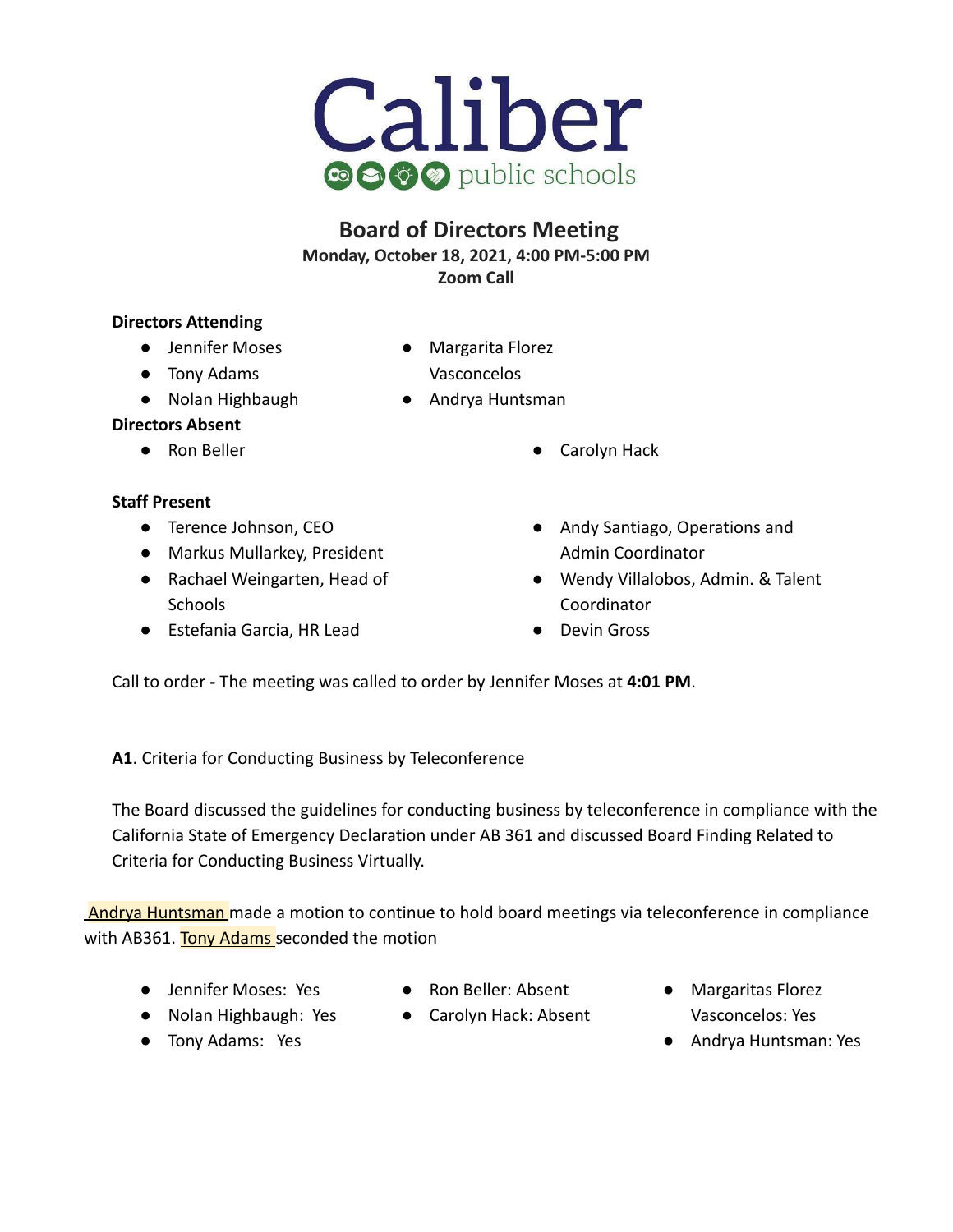# Caliber public schools

## Board of Directors Meeting

**Monday, October 18, 2021, 4:00 PM-5:00 PM**
**Zoom Call**

**Directors Attending**

- Jennifer Moses
- Tony Adams
- Nolan Highbaugh
- Margarita Florez Vasconcelos
- Andrya Huntsman

**Directors Absent**

- Ron Beller
- Carolyn Hack

**Staff Present**

- Terence Johnson, CEO
- Markus Mullarkey, President
- Rachael Weingarten, Head of Schools
- Estefania Garcia, HR Lead
- Andy Santiago, Operations and Admin Coordinator
- Wendy Villalobos, Admin. & Talent Coordinator
- Devin Gross

Call to order **-** The meeting was called to order by Jennifer Moses at **4:01 PM**.

**A1**. Criteria for Conducting Business by Teleconference

The Board discussed the guidelines for conducting business by teleconference in compliance with the California State of Emergency Declaration under AB 361 and discussed Board Finding Related to Criteria for Conducting Business Virtually.

Andrya Huntsman made a motion to continue to hold board meetings via teleconference in compliance with AB361. Tony Adams seconded the motion

- Jennifer Moses: Yes
- Nolan Highbaugh: Yes
- Tony Adams: Yes
- Ron Beller: Absent
- Carolyn Hack: Absent
- Margaritas Florez Vasconcelos: Yes
- Andrya Huntsman: Yes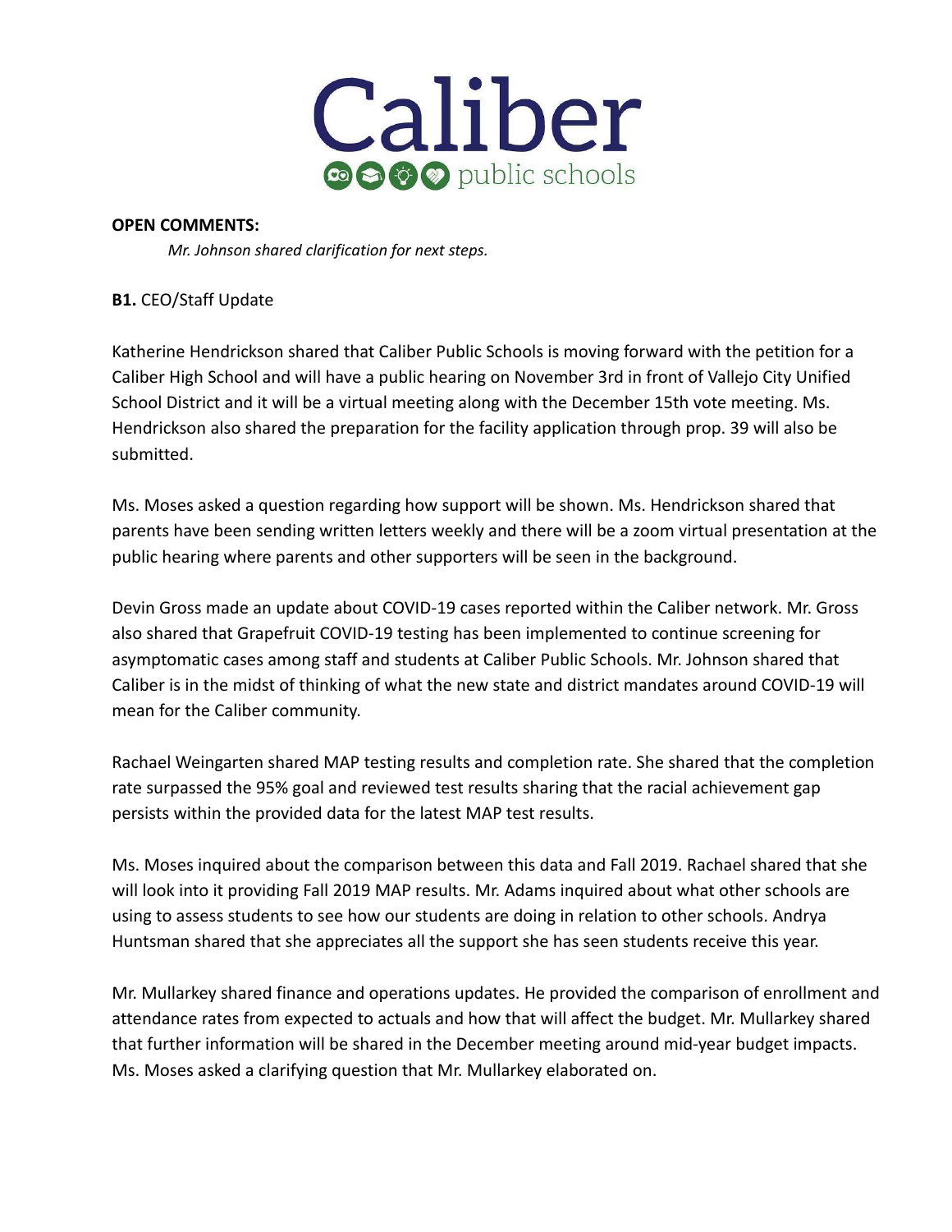**OPEN COMMENTS:**

*Mr. Johnson shared clarification for next steps.*

**B1.** CEO/Staff Update

Katherine Hendrickson shared that Caliber Public Schools is moving forward with the petition for a Caliber High School and will have a public hearing on November 3rd in front of Vallejo City Unified School District and it will be a virtual meeting along with the December 15th vote meeting. Ms. Hendrickson also shared the preparation for the facility application through prop. 39 will also be submitted.

Ms. Moses asked a question regarding how support will be shown. Ms. Hendrickson shared that parents have been sending written letters weekly and there will be a zoom virtual presentation at the public hearing where parents and other supporters will be seen in the background.

Devin Gross made an update about COVID-19 cases reported within the Caliber network. Mr. Gross also shared that Grapefruit COVID-19 testing has been implemented to continue screening for asymptomatic cases among staff and students at Caliber Public Schools. Mr. Johnson shared that Caliber is in the midst of thinking of what the new state and district mandates around COVID-19 will mean for the Caliber community.

Rachael Weingarten shared MAP testing results and completion rate. She shared that the completion rate surpassed the 95% goal and reviewed test results sharing that the racial achievement gap persists within the provided data for the latest MAP test results.

Ms. Moses inquired about the comparison between this data and Fall 2019. Rachael shared that she will look into it providing Fall 2019 MAP results. Mr. Adams inquired about what other schools are using to assess students to see how our students are doing in relation to other schools. Andrya Huntsman shared that she appreciates all the support she has seen students receive this year.

Mr. Mullarkey shared finance and operations updates. He provided the comparison of enrollment and attendance rates from expected to actuals and how that will affect the budget. Mr. Mullarkey shared that further information will be shared in the December meeting around mid-year budget impacts. Ms. Moses asked a clarifying question that Mr. Mullarkey elaborated on.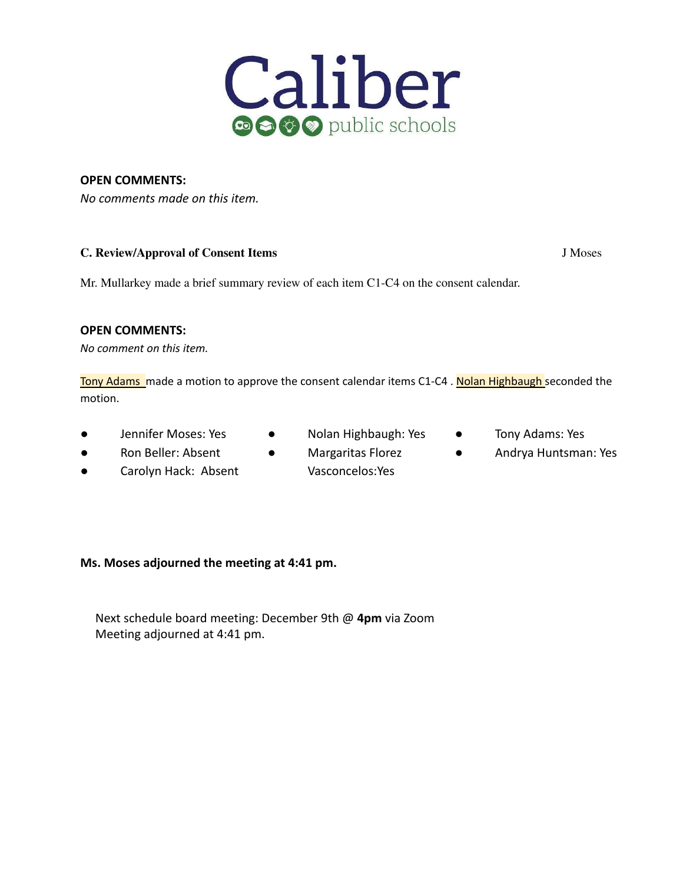**OPEN COMMENTS:**
*No comments made on this item.*

**C. Review/Approval of Consent Items** J Moses

Mr. Mullarkey made a brief summary review of each item C1-C4 on the consent calendar.

**OPEN COMMENTS:**
*No comment on this item.*

Tony Adams made a motion to approve the consent calendar items C1-C4 . Nolan Highbaugh seconded the motion.

- Jennifer Moses: Yes
- Ron Beller: Absent
- Carolyn Hack: Absent
- Nolan Highbaugh: Yes
- Margaritas Florez Vasconcelos:Yes
- Tony Adams: Yes
- Andrya Huntsman: Yes

**Ms. Moses adjourned the meeting at 4:41 pm.**

Next schedule board meeting: December 9th @ **4pm** via Zoom
Meeting adjourned at 4:41 pm.